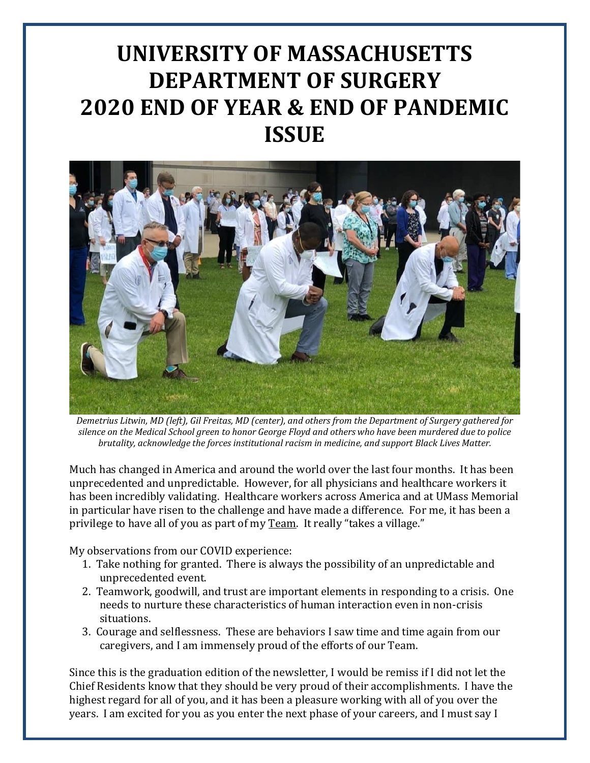# UNIVERSITY OF MASSACHUSETTS DEPARTMENT OF SURGERY 2020 END OF YEAR & END OF PANDEMIC ISSUE

*Demetrius Litwin, MD (left), Gil Freitas, MD (center), and others from the Department of Surgery gathered for silence on the Medical School green to honor George Floyd and others who have been murdered due to police brutality, acknowledge the forces institutional racism in medicine, and support Black Lives Matter.*

Much has changed in America and around the world over the last four months. It has been unprecedented and unpredictable. However, for all physicians and healthcare workers it has been incredibly validating. Healthcare workers across America and at UMass Memorial in particular have risen to the challenge and have made a difference. For me, it has been a privilege to have all of you as part of my Team. It really "takes a village."

My observations from our COVID experience:

1. Take nothing for granted. There is always the possibility of an unpredictable and unprecedented event.
2. Teamwork, goodwill, and trust are important elements in responding to a crisis. One needs to nurture these characteristics of human interaction even in non-crisis situations.
3. Courage and selflessness. These are behaviors I saw time and time again from our caregivers, and I am immensely proud of the efforts of our Team.

Since this is the graduation edition of the newsletter, I would be remiss if I did not let the Chief Residents know that they should be very proud of their accomplishments. I have the highest regard for all of you, and it has been a pleasure working with all of you over the years. I am excited for you as you enter the next phase of your careers, and I must say I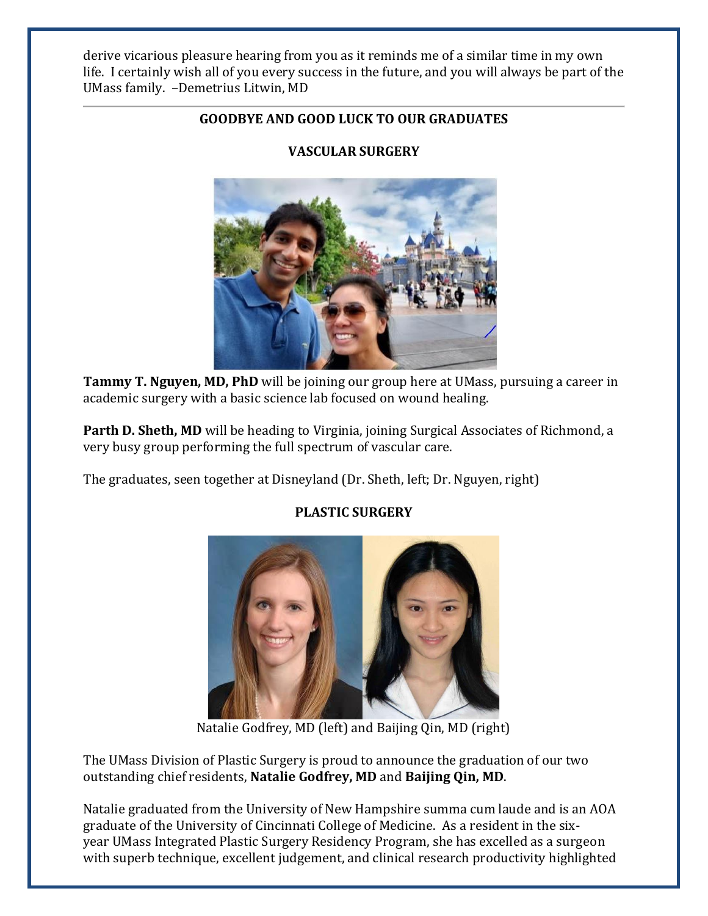derive vicarious pleasure hearing from you as it reminds me of a similar time in my own life. I certainly wish all of you every success in the future, and you will always be part of the UMass family. –Demetrius Litwin, MD

---

## GOODBYE AND GOOD LUCK TO OUR GRADUATES

### VASCULAR SURGERY

**Tammy T. Nguyen, MD, PhD** will be joining our group here at UMass, pursuing a career in academic surgery with a basic science lab focused on wound healing.

**Parth D. Sheth, MD** will be heading to Virginia, joining Surgical Associates of Richmond, a very busy group performing the full spectrum of vascular care.

The graduates, seen together at Disneyland (Dr. Sheth, left; Dr. Nguyen, right)

### PLASTIC SURGERY

Natalie Godfrey, MD (left) and Baijing Qin, MD (right)

The UMass Division of Plastic Surgery is proud to announce the graduation of our two outstanding chief residents, **Natalie Godfrey, MD** and **Baijing Qin, MD**.

Natalie graduated from the University of New Hampshire summa cum laude and is an AOA graduate of the University of Cincinnati College of Medicine. As a resident in the six-year UMass Integrated Plastic Surgery Residency Program, she has excelled as a surgeon with superb technique, excellent judgement, and clinical research productivity highlighted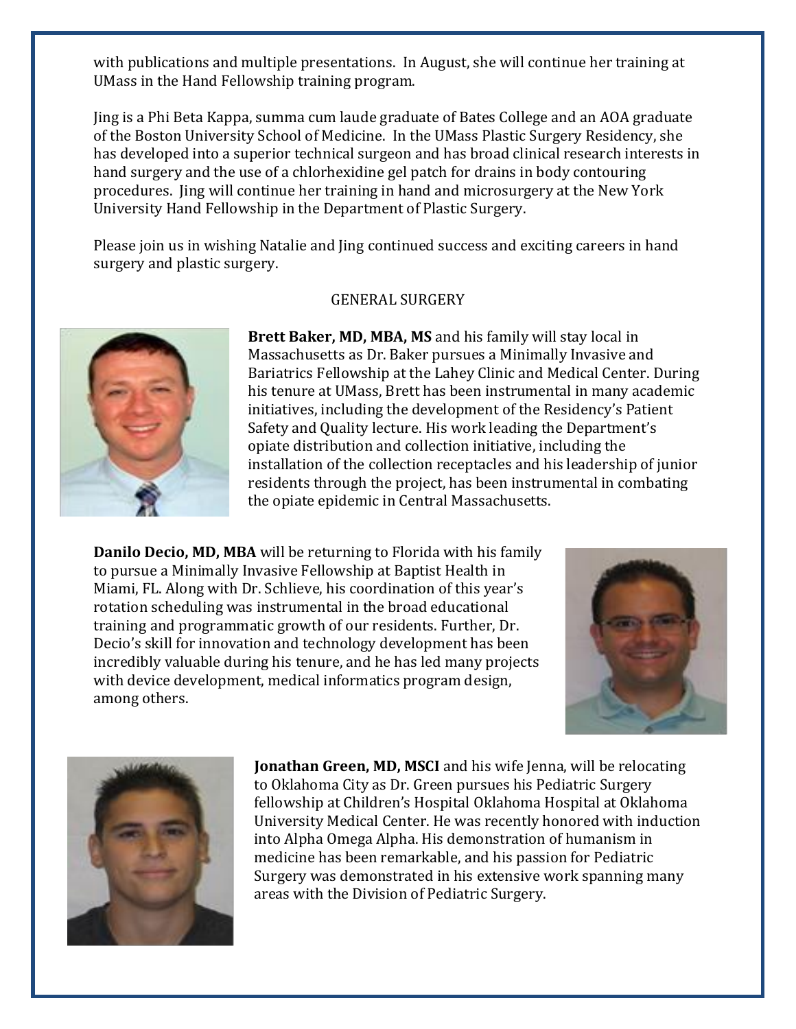with publications and multiple presentations. In August, she will continue her training at UMass in the Hand Fellowship training program.

Jing is a Phi Beta Kappa, summa cum laude graduate of Bates College and an AOA graduate of the Boston University School of Medicine. In the UMass Plastic Surgery Residency, she has developed into a superior technical surgeon and has broad clinical research interests in hand surgery and the use of a chlorhexidine gel patch for drains in body contouring procedures. Jing will continue her training in hand and microsurgery at the New York University Hand Fellowship in the Department of Plastic Surgery.

Please join us in wishing Natalie and Jing continued success and exciting careers in hand surgery and plastic surgery.

## GENERAL SURGERY

**Brett Baker, MD, MBA, MS** and his family will stay local in Massachusetts as Dr. Baker pursues a Minimally Invasive and Bariatrics Fellowship at the Lahey Clinic and Medical Center. During his tenure at UMass, Brett has been instrumental in many academic initiatives, including the development of the Residency's Patient Safety and Quality lecture. His work leading the Department's opiate distribution and collection initiative, including the installation of the collection receptacles and his leadership of junior residents through the project, has been instrumental in combating the opiate epidemic in Central Massachusetts.

**Danilo Decio, MD, MBA** will be returning to Florida with his family to pursue a Minimally Invasive Fellowship at Baptist Health in Miami, FL. Along with Dr. Schlieve, his coordination of this year's rotation scheduling was instrumental in the broad educational training and programmatic growth of our residents. Further, Dr. Decio's skill for innovation and technology development has been incredibly valuable during his tenure, and he has led many projects with device development, medical informatics program design, among others.

**Jonathan Green, MD, MSCI** and his wife Jenna, will be relocating to Oklahoma City as Dr. Green pursues his Pediatric Surgery fellowship at Children's Hospital Oklahoma Hospital at Oklahoma University Medical Center. He was recently honored with induction into Alpha Omega Alpha. His demonstration of humanism in medicine has been remarkable, and his passion for Pediatric Surgery was demonstrated in his extensive work spanning many areas with the Division of Pediatric Surgery.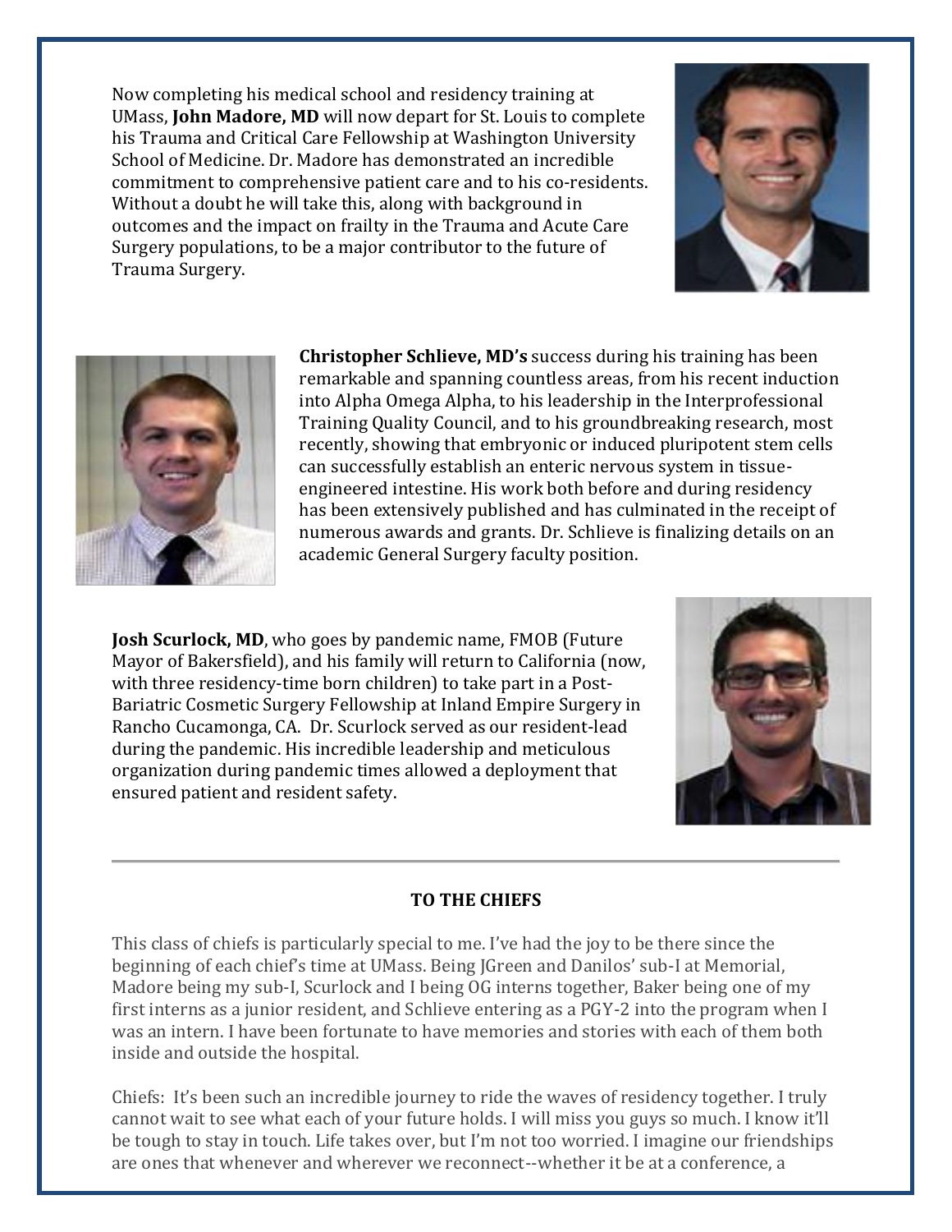Now completing his medical school and residency training at UMass, **John Madore, MD** will now depart for St. Louis to complete his Trauma and Critical Care Fellowship at Washington University School of Medicine. Dr. Madore has demonstrated an incredible commitment to comprehensive patient care and to his co-residents. Without a doubt he will take this, along with background in outcomes and the impact on frailty in the Trauma and Acute Care Surgery populations, to be a major contributor to the future of Trauma Surgery.

**Christopher Schlieve, MD's** success during his training has been remarkable and spanning countless areas, from his recent induction into Alpha Omega Alpha, to his leadership in the Interprofessional Training Quality Council, and to his groundbreaking research, most recently, showing that embryonic or induced pluripotent stem cells can successfully establish an enteric nervous system in tissue-engineered intestine. His work both before and during residency has been extensively published and has culminated in the receipt of numerous awards and grants. Dr. Schlieve is finalizing details on an academic General Surgery faculty position.

**Josh Scurlock, MD**, who goes by pandemic name, FMOB (Future Mayor of Bakersfield), and his family will return to California (now, with three residency-time born children) to take part in a Post-Bariatric Cosmetic Surgery Fellowship at Inland Empire Surgery in Rancho Cucamonga, CA. Dr. Scurlock served as our resident-lead during the pandemic. His incredible leadership and meticulous organization during pandemic times allowed a deployment that ensured patient and resident safety.

---

**TO THE CHIEFS**

This class of chiefs is particularly special to me. I've had the joy to be there since the beginning of each chief's time at UMass. Being JGreen and Danilos' sub-I at Memorial, Madore being my sub-I, Scurlock and I being OG interns together, Baker being one of my first interns as a junior resident, and Schlieve entering as a PGY-2 into the program when I was an intern. I have been fortunate to have memories and stories with each of them both inside and outside the hospital.

Chiefs: It's been such an incredible journey to ride the waves of residency together. I truly cannot wait to see what each of your future holds. I will miss you guys so much. I know it'll be tough to stay in touch. Life takes over, but I'm not too worried. I imagine our friendships are ones that whenever and wherever we reconnect--whether it be at a conference, a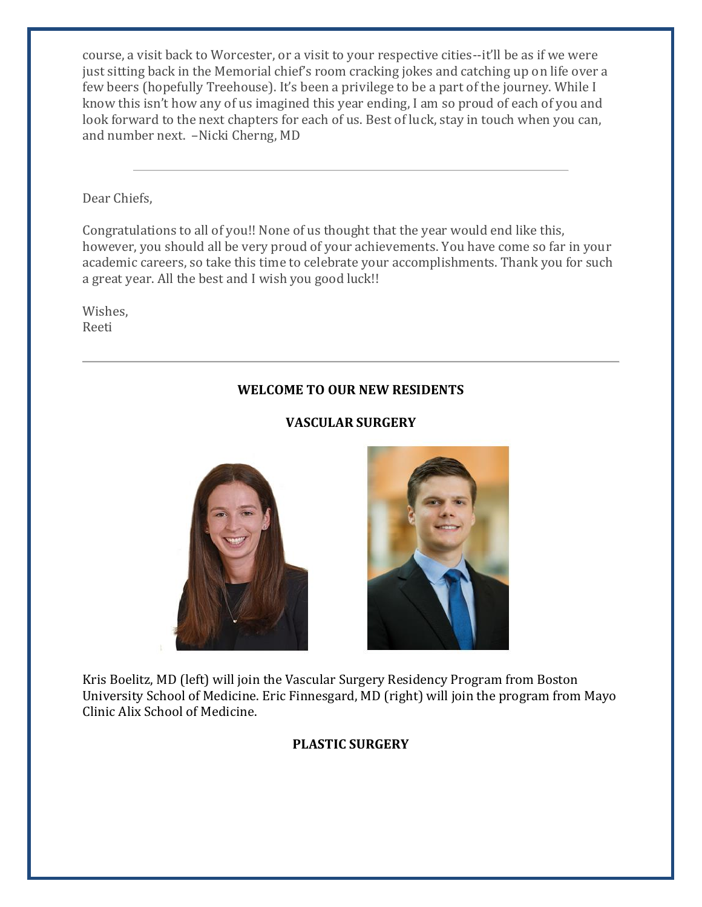course, a visit back to Worcester, or a visit to your respective cities--it'll be as if we were just sitting back in the Memorial chief's room cracking jokes and catching up on life over a few beers (hopefully Treehouse). It's been a privilege to be a part of the journey. While I know this isn't how any of us imagined this year ending, I am so proud of each of you and look forward to the next chapters for each of us. Best of luck, stay in touch when you can, and number next. –Nicki Cherng, MD

---

Dear Chiefs,

Congratulations to all of you!! None of us thought that the year would end like this, however, you should all be very proud of your achievements. You have come so far in your academic careers, so take this time to celebrate your accomplishments. Thank you for such a great year. All the best and I wish you good luck!!

Wishes,
Reeti

---

**WELCOME TO OUR NEW RESIDENTS**

**VASCULAR SURGERY**

Kris Boelitz, MD (left) will join the Vascular Surgery Residency Program from Boston University School of Medicine. Eric Finnesgard, MD (right) will join the program from Mayo Clinic Alix School of Medicine.

**PLASTIC SURGERY**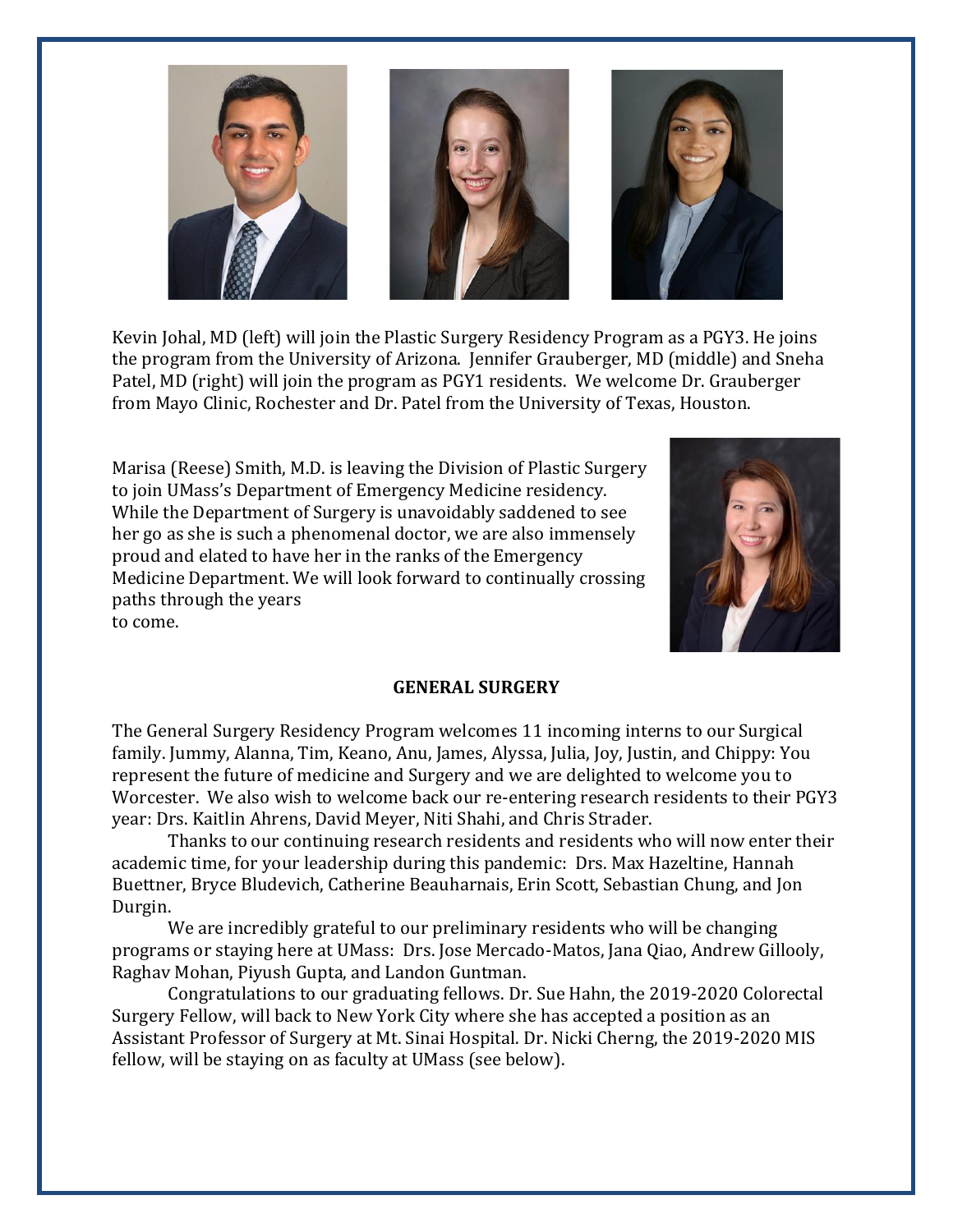Kevin Johal, MD (left) will join the Plastic Surgery Residency Program as a PGY3. He joins the program from the University of Arizona. Jennifer Grauberger, MD (middle) and Sneha Patel, MD (right) will join the program as PGY1 residents. We welcome Dr. Grauberger from Mayo Clinic, Rochester and Dr. Patel from the University of Texas, Houston.

Marisa (Reese) Smith, M.D. is leaving the Division of Plastic Surgery to join UMass's Department of Emergency Medicine residency. While the Department of Surgery is unavoidably saddened to see her go as she is such a phenomenal doctor, we are also immensely proud and elated to have her in the ranks of the Emergency Medicine Department. We will look forward to continually crossing paths through the years to come.

## GENERAL SURGERY

The General Surgery Residency Program welcomes 11 incoming interns to our Surgical family. Jummy, Alanna, Tim, Keano, Anu, James, Alyssa, Julia, Joy, Justin, and Chippy: You represent the future of medicine and Surgery and we are delighted to welcome you to Worcester. We also wish to welcome back our re-entering research residents to their PGY3 year: Drs. Kaitlin Ahrens, David Meyer, Niti Shahi, and Chris Strader.

Thanks to our continuing research residents and residents who will now enter their academic time, for your leadership during this pandemic: Drs. Max Hazeltine, Hannah Buettner, Bryce Bludevich, Catherine Beauharnais, Erin Scott, Sebastian Chung, and Jon Durgin.

We are incredibly grateful to our preliminary residents who will be changing programs or staying here at UMass: Drs. Jose Mercado-Matos, Jana Qiao, Andrew Gillooly, Raghav Mohan, Piyush Gupta, and Landon Guntman.

Congratulations to our graduating fellows. Dr. Sue Hahn, the 2019-2020 Colorectal Surgery Fellow, will back to New York City where she has accepted a position as an Assistant Professor of Surgery at Mt. Sinai Hospital. Dr. Nicki Cherng, the 2019-2020 MIS fellow, will be staying on as faculty at UMass (see below).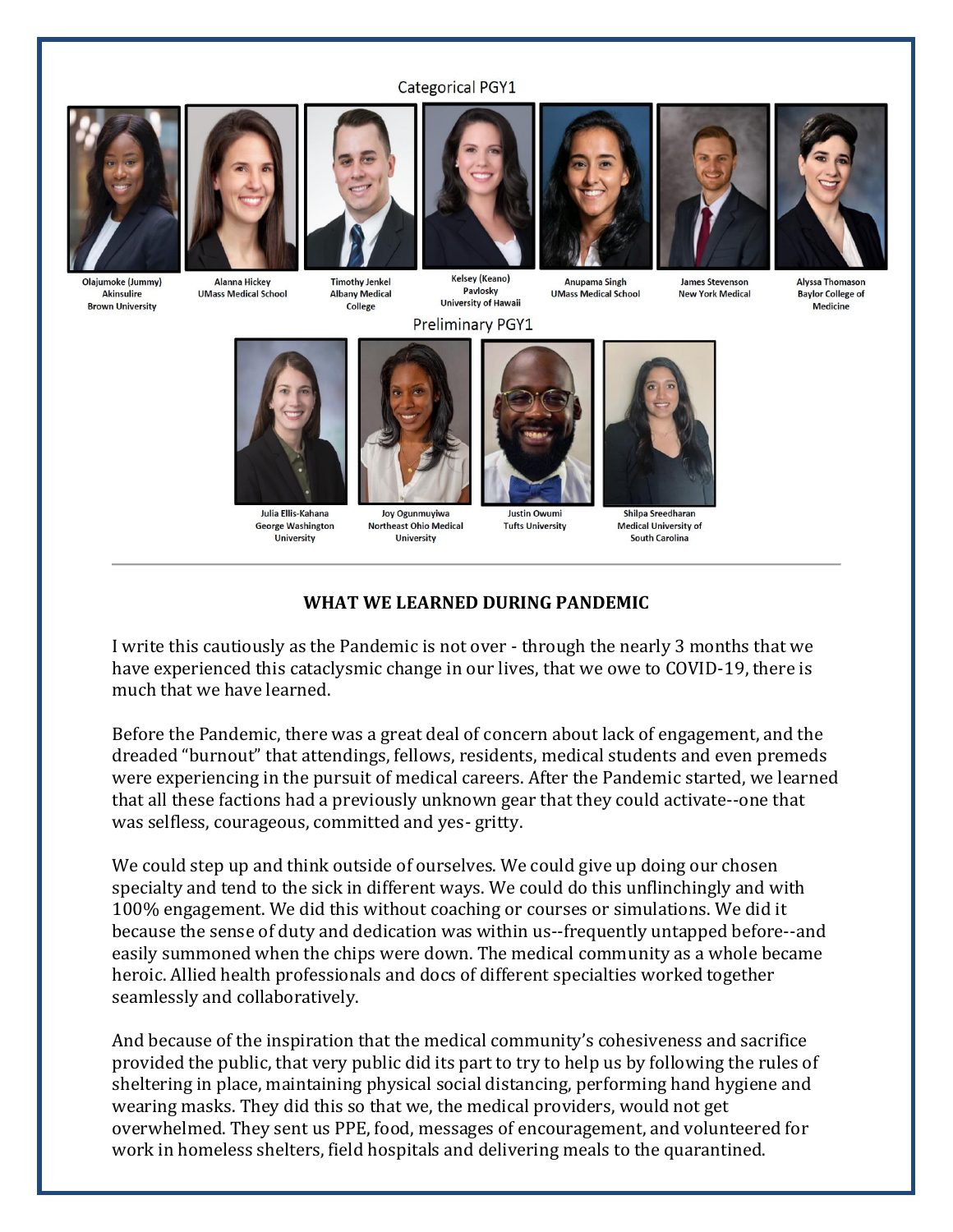Categorical PGY1

**Olajumoke (Jummy) Akinsulire**
Brown University

**Alanna Hickey**
UMass Medical School

**Timothy Jenkel**
Albany Medical College

**Kelsey (Keano) Pavlosky**
University of Hawaii

**Anupama Singh**
UMass Medical School

**James Stevenson**
New York Medical

**Alyssa Thomason**
Baylor College of Medicine

Preliminary PGY1

**Julia Ellis-Kahana**
George Washington University

**Joy Ogunmuyiwa**
Northeast Ohio Medical University

**Justin Owumi**
Tufts University

**Shilpa Sreedharan**
Medical University of South Carolina

---

## WHAT WE LEARNED DURING PANDEMIC

I write this cautiously as the Pandemic is not over - through the nearly 3 months that we have experienced this cataclysmic change in our lives, that we owe to COVID-19, there is much that we have learned.

Before the Pandemic, there was a great deal of concern about lack of engagement, and the dreaded "burnout" that attendings, fellows, residents, medical students and even premeds were experiencing in the pursuit of medical careers. After the Pandemic started, we learned that all these factions had a previously unknown gear that they could activate--one that was selfless, courageous, committed and yes- gritty.

We could step up and think outside of ourselves. We could give up doing our chosen specialty and tend to the sick in different ways. We could do this unflinchingly and with 100% engagement. We did this without coaching or courses or simulations. We did it because the sense of duty and dedication was within us--frequently untapped before--and easily summoned when the chips were down. The medical community as a whole became heroic. Allied health professionals and docs of different specialties worked together seamlessly and collaboratively.

And because of the inspiration that the medical community's cohesiveness and sacrifice provided the public, that very public did its part to try to help us by following the rules of sheltering in place, maintaining physical social distancing, performing hand hygiene and wearing masks. They did this so that we, the medical providers, would not get overwhelmed. They sent us PPE, food, messages of encouragement, and volunteered for work in homeless shelters, field hospitals and delivering meals to the quarantined.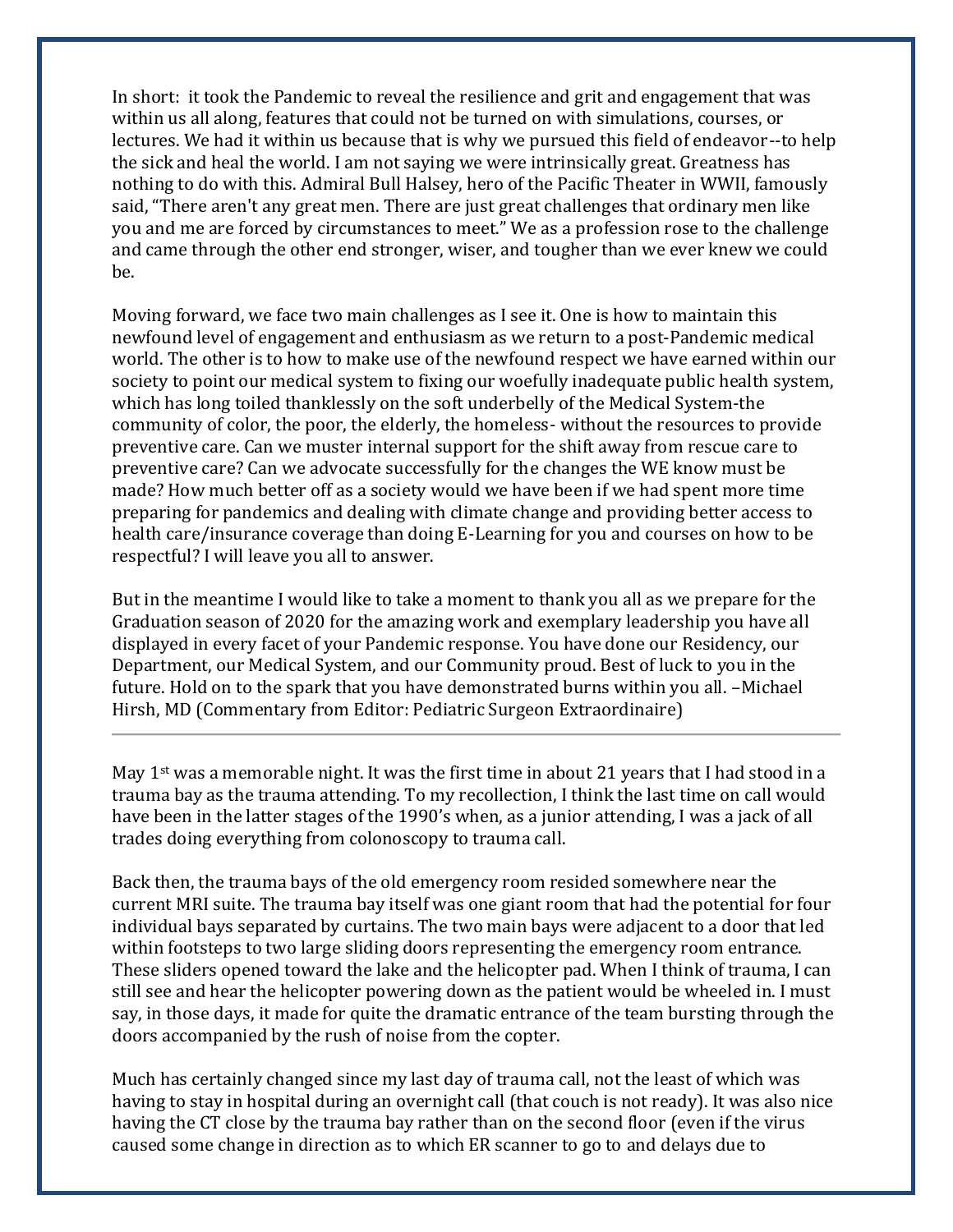In short: it took the Pandemic to reveal the resilience and grit and engagement that was within us all along, features that could not be turned on with simulations, courses, or lectures. We had it within us because that is why we pursued this field of endeavor--to help the sick and heal the world. I am not saying we were intrinsically great. Greatness has nothing to do with this. Admiral Bull Halsey, hero of the Pacific Theater in WWII, famously said, "There aren't any great men. There are just great challenges that ordinary men like you and me are forced by circumstances to meet." We as a profession rose to the challenge and came through the other end stronger, wiser, and tougher than we ever knew we could be.

Moving forward, we face two main challenges as I see it. One is how to maintain this newfound level of engagement and enthusiasm as we return to a post-Pandemic medical world. The other is to how to make use of the newfound respect we have earned within our society to point our medical system to fixing our woefully inadequate public health system, which has long toiled thanklessly on the soft underbelly of the Medical System-the community of color, the poor, the elderly, the homeless- without the resources to provide preventive care. Can we muster internal support for the shift away from rescue care to preventive care? Can we advocate successfully for the changes the WE know must be made? How much better off as a society would we have been if we had spent more time preparing for pandemics and dealing with climate change and providing better access to health care/insurance coverage than doing E-Learning for you and courses on how to be respectful? I will leave you all to answer.

But in the meantime I would like to take a moment to thank you all as we prepare for the Graduation season of 2020 for the amazing work and exemplary leadership you have all displayed in every facet of your Pandemic response. You have done our Residency, our Department, our Medical System, and our Community proud. Best of luck to you in the future. Hold on to the spark that you have demonstrated burns within you all. –Michael Hirsh, MD (Commentary from Editor: Pediatric Surgeon Extraordinaire)

---

May 1st was a memorable night. It was the first time in about 21 years that I had stood in a trauma bay as the trauma attending. To my recollection, I think the last time on call would have been in the latter stages of the 1990's when, as a junior attending, I was a jack of all trades doing everything from colonoscopy to trauma call.

Back then, the trauma bays of the old emergency room resided somewhere near the current MRI suite. The trauma bay itself was one giant room that had the potential for four individual bays separated by curtains. The two main bays were adjacent to a door that led within footsteps to two large sliding doors representing the emergency room entrance. These sliders opened toward the lake and the helicopter pad. When I think of trauma, I can still see and hear the helicopter powering down as the patient would be wheeled in. I must say, in those days, it made for quite the dramatic entrance of the team bursting through the doors accompanied by the rush of noise from the copter.

Much has certainly changed since my last day of trauma call, not the least of which was having to stay in hospital during an overnight call (that couch is not ready). It was also nice having the CT close by the trauma bay rather than on the second floor (even if the virus caused some change in direction as to which ER scanner to go to and delays due to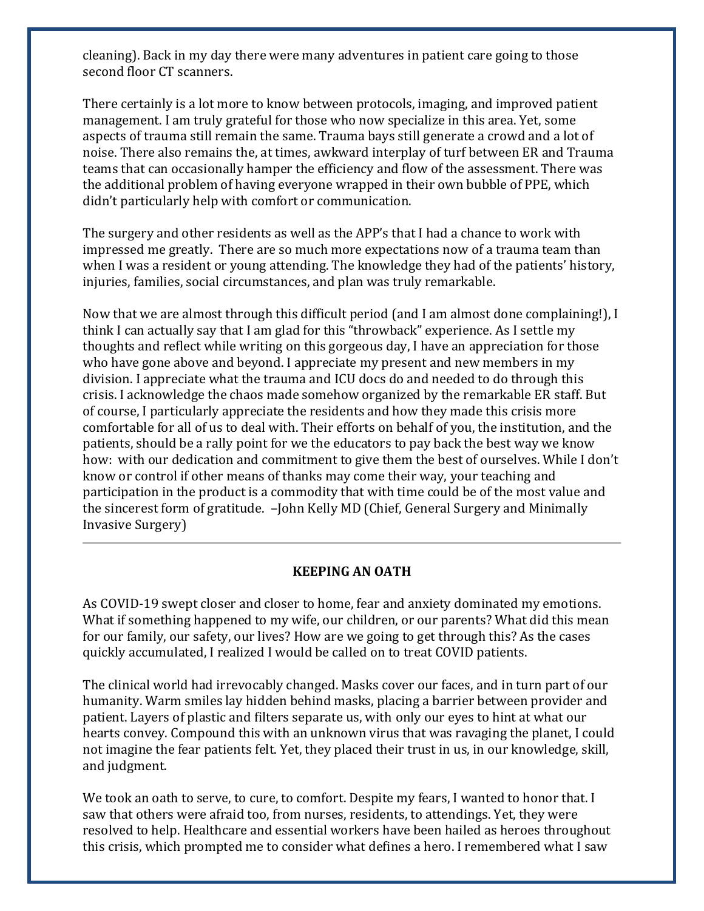cleaning). Back in my day there were many adventures in patient care going to those second floor CT scanners.

There certainly is a lot more to know between protocols, imaging, and improved patient management. I am truly grateful for those who now specialize in this area. Yet, some aspects of trauma still remain the same. Trauma bays still generate a crowd and a lot of noise. There also remains the, at times, awkward interplay of turf between ER and Trauma teams that can occasionally hamper the efficiency and flow of the assessment. There was the additional problem of having everyone wrapped in their own bubble of PPE, which didn't particularly help with comfort or communication.

The surgery and other residents as well as the APP's that I had a chance to work with impressed me greatly. There are so much more expectations now of a trauma team than when I was a resident or young attending. The knowledge they had of the patients' history, injuries, families, social circumstances, and plan was truly remarkable.

Now that we are almost through this difficult period (and I am almost done complaining!), I think I can actually say that I am glad for this "throwback" experience. As I settle my thoughts and reflect while writing on this gorgeous day, I have an appreciation for those who have gone above and beyond. I appreciate my present and new members in my division. I appreciate what the trauma and ICU docs do and needed to do through this crisis. I acknowledge the chaos made somehow organized by the remarkable ER staff. But of course, I particularly appreciate the residents and how they made this crisis more comfortable for all of us to deal with. Their efforts on behalf of you, the institution, and the patients, should be a rally point for we the educators to pay back the best way we know how: with our dedication and commitment to give them the best of ourselves. While I don't know or control if other means of thanks may come their way, your teaching and participation in the product is a commodity that with time could be of the most value and the sincerest form of gratitude. –John Kelly MD (Chief, General Surgery and Minimally Invasive Surgery)

---

## KEEPING AN OATH

As COVID-19 swept closer and closer to home, fear and anxiety dominated my emotions. What if something happened to my wife, our children, or our parents? What did this mean for our family, our safety, our lives? How are we going to get through this? As the cases quickly accumulated, I realized I would be called on to treat COVID patients.

The clinical world had irrevocably changed. Masks cover our faces, and in turn part of our humanity. Warm smiles lay hidden behind masks, placing a barrier between provider and patient. Layers of plastic and filters separate us, with only our eyes to hint at what our hearts convey. Compound this with an unknown virus that was ravaging the planet, I could not imagine the fear patients felt. Yet, they placed their trust in us, in our knowledge, skill, and judgment.

We took an oath to serve, to cure, to comfort. Despite my fears, I wanted to honor that. I saw that others were afraid too, from nurses, residents, to attendings. Yet, they were resolved to help. Healthcare and essential workers have been hailed as heroes throughout this crisis, which prompted me to consider what defines a hero. I remembered what I saw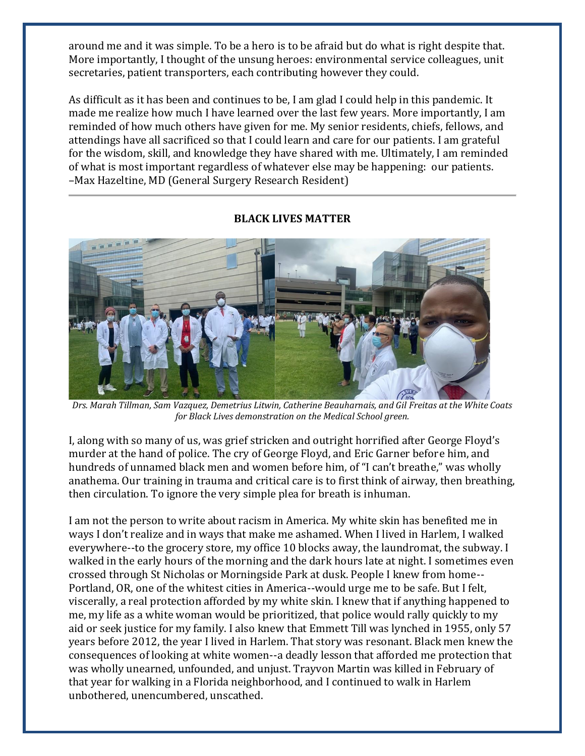around me and it was simple. To be a hero is to be afraid but do what is right despite that. More importantly, I thought of the unsung heroes: environmental service colleagues, unit secretaries, patient transporters, each contributing however they could.

As difficult as it has been and continues to be, I am glad I could help in this pandemic. It made me realize how much I have learned over the last few years. More importantly, I am reminded of how much others have given for me. My senior residents, chiefs, fellows, and attendings have all sacrificed so that I could learn and care for our patients. I am grateful for the wisdom, skill, and knowledge they have shared with me. Ultimately, I am reminded of what is most important regardless of whatever else may be happening: our patients.
–Max Hazeltine, MD (General Surgery Research Resident)

---

**BLACK LIVES MATTER**

*Drs. Marah Tillman, Sam Vazquez, Demetrius Litwin, Catherine Beauharnais, and Gil Freitas at the White Coats for Black Lives demonstration on the Medical School green.*

I, along with so many of us, was grief stricken and outright horrified after George Floyd's murder at the hand of police. The cry of George Floyd, and Eric Garner before him, and hundreds of unnamed black men and women before him, of "I can't breathe," was wholly anathema. Our training in trauma and critical care is to first think of airway, then breathing, then circulation. To ignore the very simple plea for breath is inhuman.

I am not the person to write about racism in America. My white skin has benefited me in ways I don't realize and in ways that make me ashamed. When I lived in Harlem, I walked everywhere--to the grocery store, my office 10 blocks away, the laundromat, the subway. I walked in the early hours of the morning and the dark hours late at night. I sometimes even crossed through St Nicholas or Morningside Park at dusk. People I knew from home--Portland, OR, one of the whitest cities in America--would urge me to be safe. But I felt, viscerally, a real protection afforded by my white skin. I knew that if anything happened to me, my life as a white woman would be prioritized, that police would rally quickly to my aid or seek justice for my family. I also knew that Emmett Till was lynched in 1955, only 57 years before 2012, the year I lived in Harlem. That story was resonant. Black men knew the consequences of looking at white women--a deadly lesson that afforded me protection that was wholly unearned, unfounded, and unjust. Trayvon Martin was killed in February of that year for walking in a Florida neighborhood, and I continued to walk in Harlem unbothered, unencumbered, unscathed.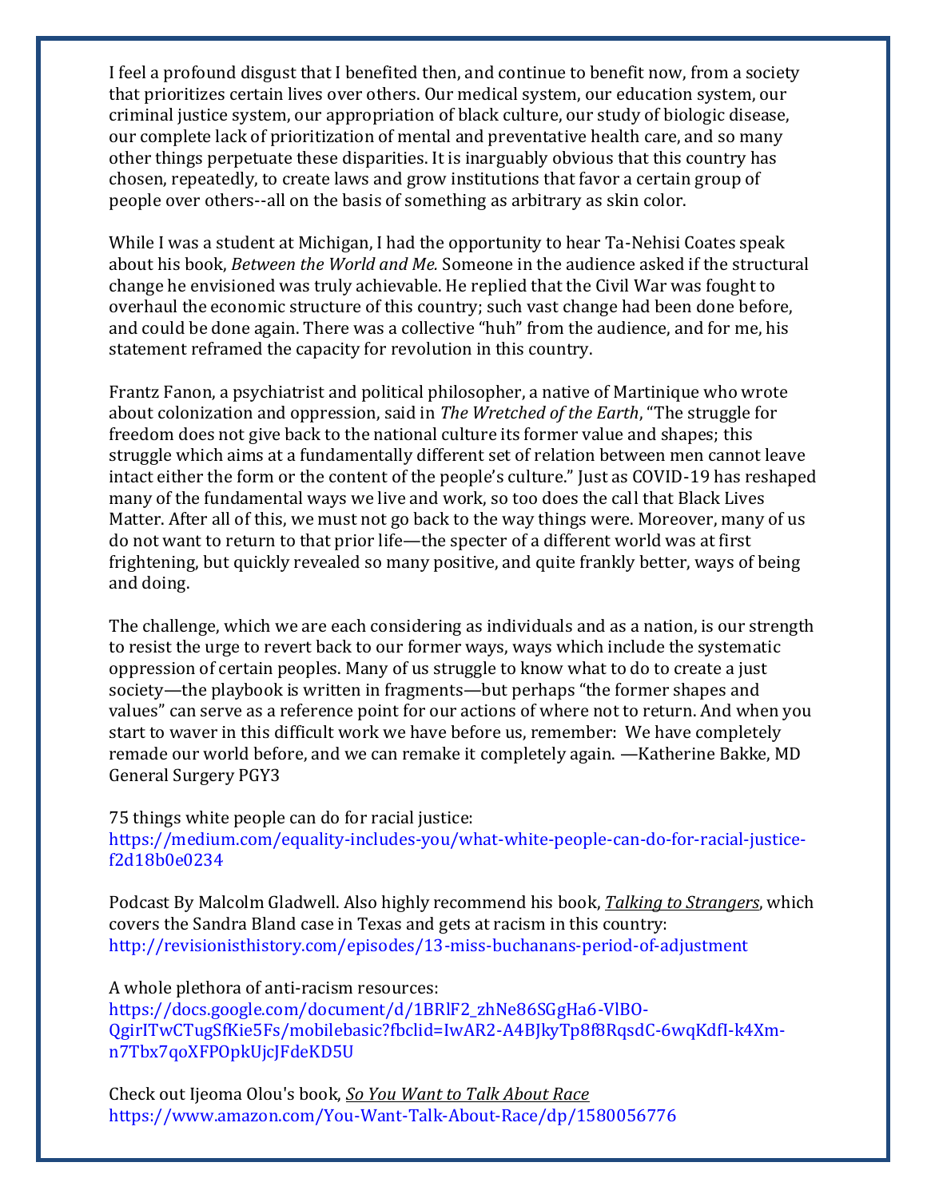I feel a profound disgust that I benefited then, and continue to benefit now, from a society that prioritizes certain lives over others. Our medical system, our education system, our criminal justice system, our appropriation of black culture, our study of biologic disease, our complete lack of prioritization of mental and preventative health care, and so many other things perpetuate these disparities. It is inarguably obvious that this country has chosen, repeatedly, to create laws and grow institutions that favor a certain group of people over others--all on the basis of something as arbitrary as skin color.

While I was a student at Michigan, I had the opportunity to hear Ta-Nehisi Coates speak about his book, *Between the World and Me*. Someone in the audience asked if the structural change he envisioned was truly achievable. He replied that the Civil War was fought to overhaul the economic structure of this country; such vast change had been done before, and could be done again. There was a collective "huh" from the audience, and for me, his statement reframed the capacity for revolution in this country.

Frantz Fanon, a psychiatrist and political philosopher, a native of Martinique who wrote about colonization and oppression, said in *The Wretched of the Earth*, "The struggle for freedom does not give back to the national culture its former value and shapes; this struggle which aims at a fundamentally different set of relation between men cannot leave intact either the form or the content of the people's culture." Just as COVID-19 has reshaped many of the fundamental ways we live and work, so too does the call that Black Lives Matter. After all of this, we must not go back to the way things were. Moreover, many of us do not want to return to that prior life—the specter of a different world was at first frightening, but quickly revealed so many positive, and quite frankly better, ways of being and doing.

The challenge, which we are each considering as individuals and as a nation, is our strength to resist the urge to revert back to our former ways, ways which include the systematic oppression of certain peoples. Many of us struggle to know what to do to create a just society—the playbook is written in fragments—but perhaps "the former shapes and values" can serve as a reference point for our actions of where not to return. And when you start to waver in this difficult work we have before us, remember: We have completely remade our world before, and we can remake it completely again. —Katherine Bakke, MD General Surgery PGY3

75 things white people can do for racial justice:
https://medium.com/equality-includes-you/what-white-people-can-do-for-racial-justice-f2d18b0e0234

Podcast By Malcolm Gladwell. Also highly recommend his book, ***Talking to Strangers***, which covers the Sandra Bland case in Texas and gets at racism in this country:
http://revisionisthistory.com/episodes/13-miss-buchanans-period-of-adjustment

A whole plethora of anti-racism resources:
https://docs.google.com/document/d/1BRlF2_zhNe86SGgHa6-VlBO-QgirITwCTugSfKie5Fs/mobilebasic?fbclid=IwAR2-A4BJkyTp8f8RqsdC-6wqKdfI-k4Xm-n7Tbx7qoXFPOpkUjcJFdeKD5U

Check out Ijeoma Olou's book, ***So You Want to Talk About Race***
https://www.amazon.com/You-Want-Talk-About-Race/dp/1580056776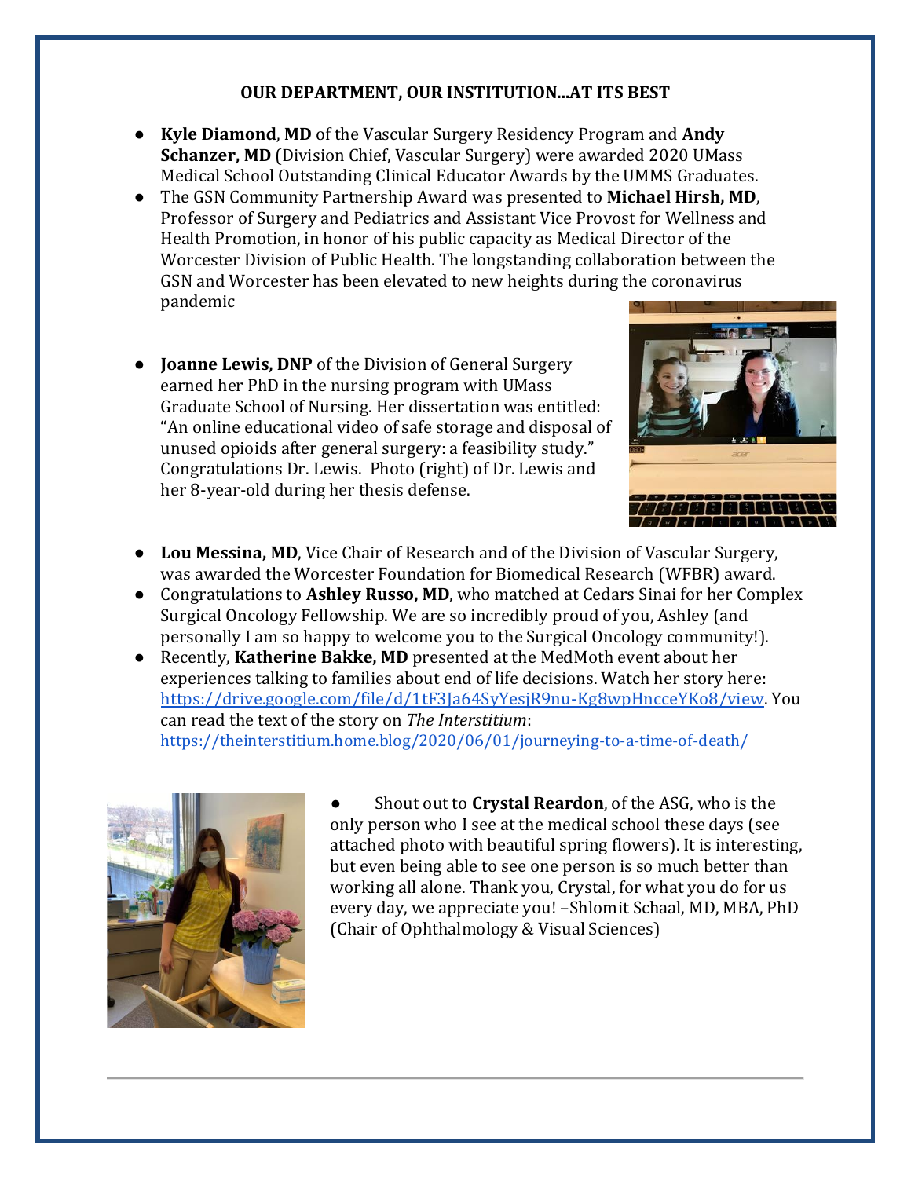## OUR DEPARTMENT, OUR INSTITUTION…AT ITS BEST

- **Kyle Diamond**, **MD** of the Vascular Surgery Residency Program and **Andy Schanzer, MD** (Division Chief, Vascular Surgery) were awarded 2020 UMass Medical School Outstanding Clinical Educator Awards by the UMMS Graduates.
- The GSN Community Partnership Award was presented to **Michael Hirsh, MD**, Professor of Surgery and Pediatrics and Assistant Vice Provost for Wellness and Health Promotion, in honor of his public capacity as Medical Director of the Worcester Division of Public Health. The longstanding collaboration between the GSN and Worcester has been elevated to new heights during the coronavirus pandemic
- **Joanne Lewis, DNP** of the Division of General Surgery earned her PhD in the nursing program with UMass Graduate School of Nursing. Her dissertation was entitled: "An online educational video of safe storage and disposal of unused opioids after general surgery: a feasibility study." Congratulations Dr. Lewis. Photo (right) of Dr. Lewis and her 8-year-old during her thesis defense.
- **Lou Messina, MD**, Vice Chair of Research and of the Division of Vascular Surgery, was awarded the Worcester Foundation for Biomedical Research (WFBR) award.
- Congratulations to **Ashley Russo, MD**, who matched at Cedars Sinai for her Complex Surgical Oncology Fellowship. We are so incredibly proud of you, Ashley (and personally I am so happy to welcome you to the Surgical Oncology community!).
- Recently, **Katherine Bakke, MD** presented at the MedMoth event about her experiences talking to families about end of life decisions. Watch her story here: https://drive.google.com/file/d/1tF3Ja64SyYesjR9nu-Kg8wpHncceYKo8/view. You can read the text of the story on *The Interstitium*: https://theinterstitium.home.blog/2020/06/01/journeying-to-a-time-of-death/
- Shout out to **Crystal Reardon**, of the ASG, who is the only person who I see at the medical school these days (see attached photo with beautiful spring flowers). It is interesting, but even being able to see one person is so much better than working all alone. Thank you, Crystal, for what you do for us every day, we appreciate you! –Shlomit Schaal, MD, MBA, PhD (Chair of Ophthalmology & Visual Sciences)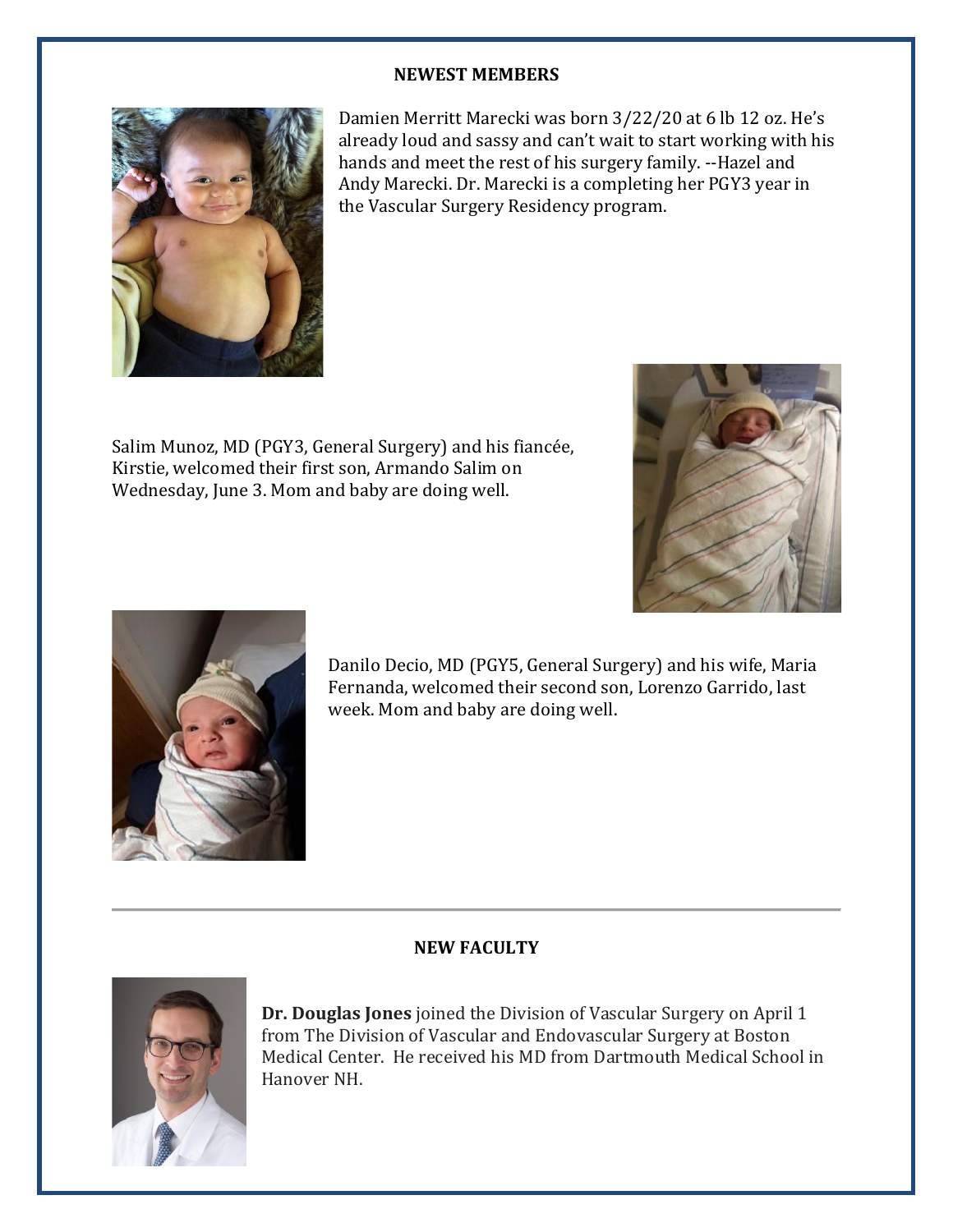## NEWEST MEMBERS

Damien Merritt Marecki was born 3/22/20 at 6 lb 12 oz. He's already loud and sassy and can't wait to start working with his hands and meet the rest of his surgery family. --Hazel and Andy Marecki. Dr. Marecki is a completing her PGY3 year in the Vascular Surgery Residency program.

Salim Munoz, MD (PGY3, General Surgery) and his fiancée, Kirstie, welcomed their first son, Armando Salim on Wednesday, June 3. Mom and baby are doing well.

Danilo Decio, MD (PGY5, General Surgery) and his wife, Maria Fernanda, welcomed their second son, Lorenzo Garrido, last week. Mom and baby are doing well.

---

## NEW FACULTY

**Dr. Douglas Jones** joined the Division of Vascular Surgery on April 1 from The Division of Vascular and Endovascular Surgery at Boston Medical Center. He received his MD from Dartmouth Medical School in Hanover NH.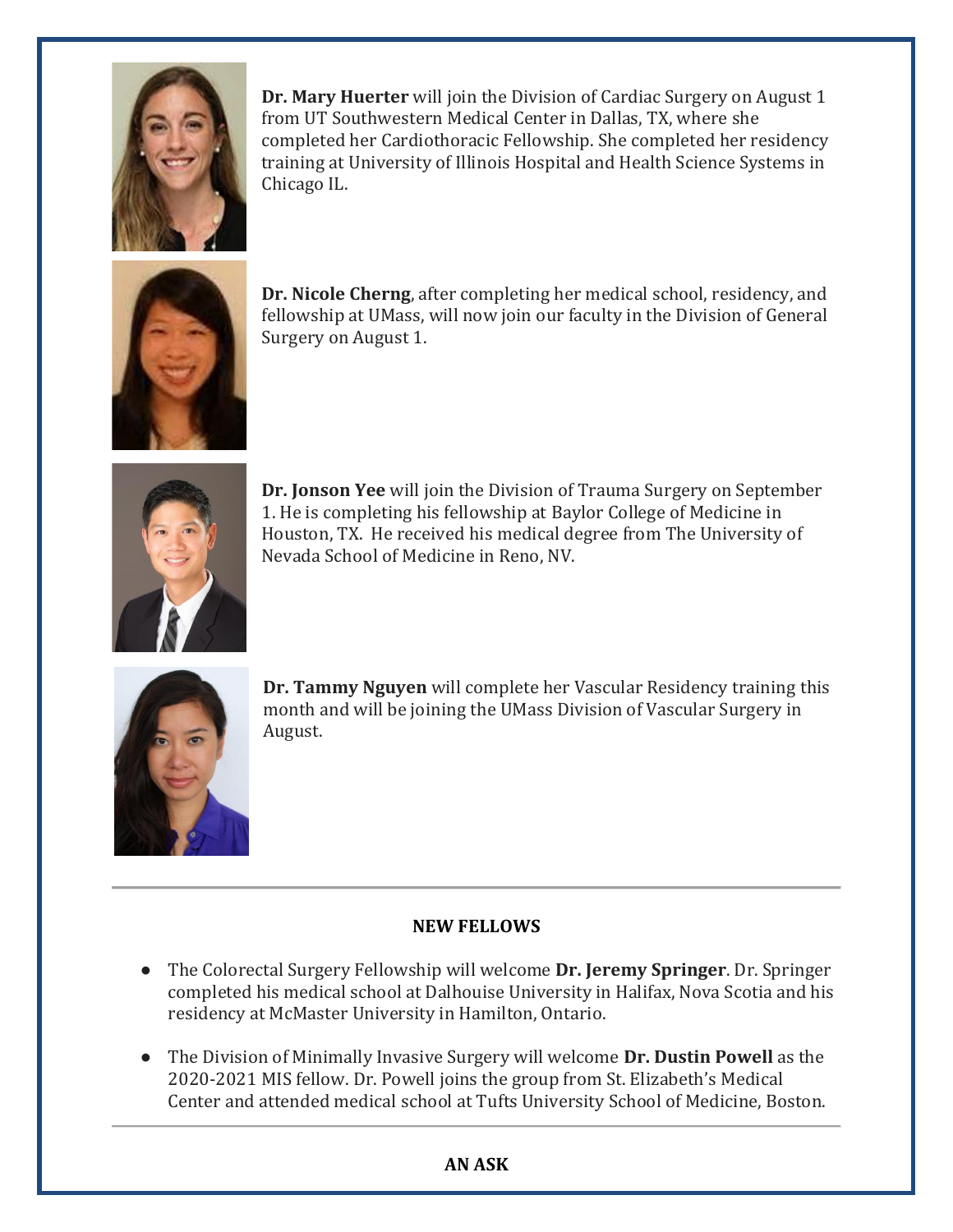**Dr. Mary Huerter** will join the Division of Cardiac Surgery on August 1 from UT Southwestern Medical Center in Dallas, TX, where she completed her Cardiothoracic Fellowship. She completed her residency training at University of Illinois Hospital and Health Science Systems in Chicago IL.

**Dr. Nicole Cherng**, after completing her medical school, residency, and fellowship at UMass, will now join our faculty in the Division of General Surgery on August 1.

**Dr. Jonson Yee** will join the Division of Trauma Surgery on September 1. He is completing his fellowship at Baylor College of Medicine in Houston, TX. He received his medical degree from The University of Nevada School of Medicine in Reno, NV.

**Dr. Tammy Nguyen** will complete her Vascular Residency training this month and will be joining the UMass Division of Vascular Surgery in August.

---

**NEW FELLOWS**

- The Colorectal Surgery Fellowship will welcome **Dr. Jeremy Springer**. Dr. Springer completed his medical school at Dalhouise University in Halifax, Nova Scotia and his residency at McMaster University in Hamilton, Ontario.

- The Division of Minimally Invasive Surgery will welcome **Dr. Dustin Powell** as the 2020-2021 MIS fellow. Dr. Powell joins the group from St. Elizabeth's Medical Center and attended medical school at Tufts University School of Medicine, Boston.

---

**AN ASK**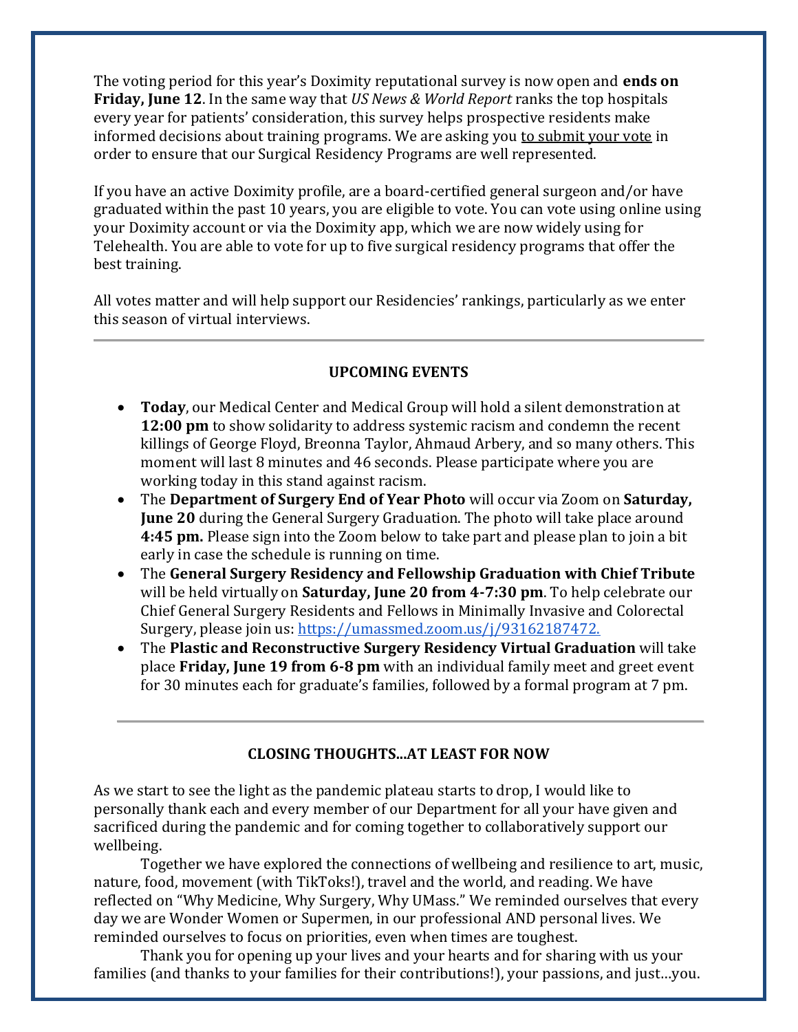The voting period for this year's Doximity reputational survey is now open and **ends on Friday, June 12**. In the same way that *US News & World Report* ranks the top hospitals every year for patients' consideration, this survey helps prospective residents make informed decisions about training programs. We are asking you to submit your vote in order to ensure that our Surgical Residency Programs are well represented.

If you have an active Doximity profile, are a board-certified general surgeon and/or have graduated within the past 10 years, you are eligible to vote. You can vote using online using your Doximity account or via the Doximity app, which we are now widely using for Telehealth. You are able to vote for up to five surgical residency programs that offer the best training.

All votes matter and will help support our Residencies' rankings, particularly as we enter this season of virtual interviews.

---

### UPCOMING EVENTS

- **Today**, our Medical Center and Medical Group will hold a silent demonstration at **12:00 pm** to show solidarity to address systemic racism and condemn the recent killings of George Floyd, Breonna Taylor, Ahmaud Arbery, and so many others. This moment will last 8 minutes and 46 seconds. Please participate where you are working today in this stand against racism.
- The **Department of Surgery End of Year Photo** will occur via Zoom on **Saturday, June 20** during the General Surgery Graduation. The photo will take place around **4:45 pm.** Please sign into the Zoom below to take part and please plan to join a bit early in case the schedule is running on time.
- The **General Surgery Residency and Fellowship Graduation with Chief Tribute** will be held virtually on **Saturday, June 20 from 4-7:30 pm**. To help celebrate our Chief General Surgery Residents and Fellows in Minimally Invasive and Colorectal Surgery, please join us: https://umassmed.zoom.us/j/93162187472.
- The **Plastic and Reconstructive Surgery Residency Virtual Graduation** will take place **Friday, June 19 from 6-8 pm** with an individual family meet and greet event for 30 minutes each for graduate's families, followed by a formal program at 7 pm.

---

### CLOSING THOUGHTS...AT LEAST FOR NOW

As we start to see the light as the pandemic plateau starts to drop, I would like to personally thank each and every member of our Department for all your have given and sacrificed during the pandemic and for coming together to collaboratively support our wellbeing.

Together we have explored the connections of wellbeing and resilience to art, music, nature, food, movement (with TikToks!), travel and the world, and reading. We have reflected on "Why Medicine, Why Surgery, Why UMass." We reminded ourselves that every day we are Wonder Women or Supermen, in our professional AND personal lives. We reminded ourselves to focus on priorities, even when times are toughest.

Thank you for opening up your lives and your hearts and for sharing with us your families (and thanks to your families for their contributions!), your passions, and just…you.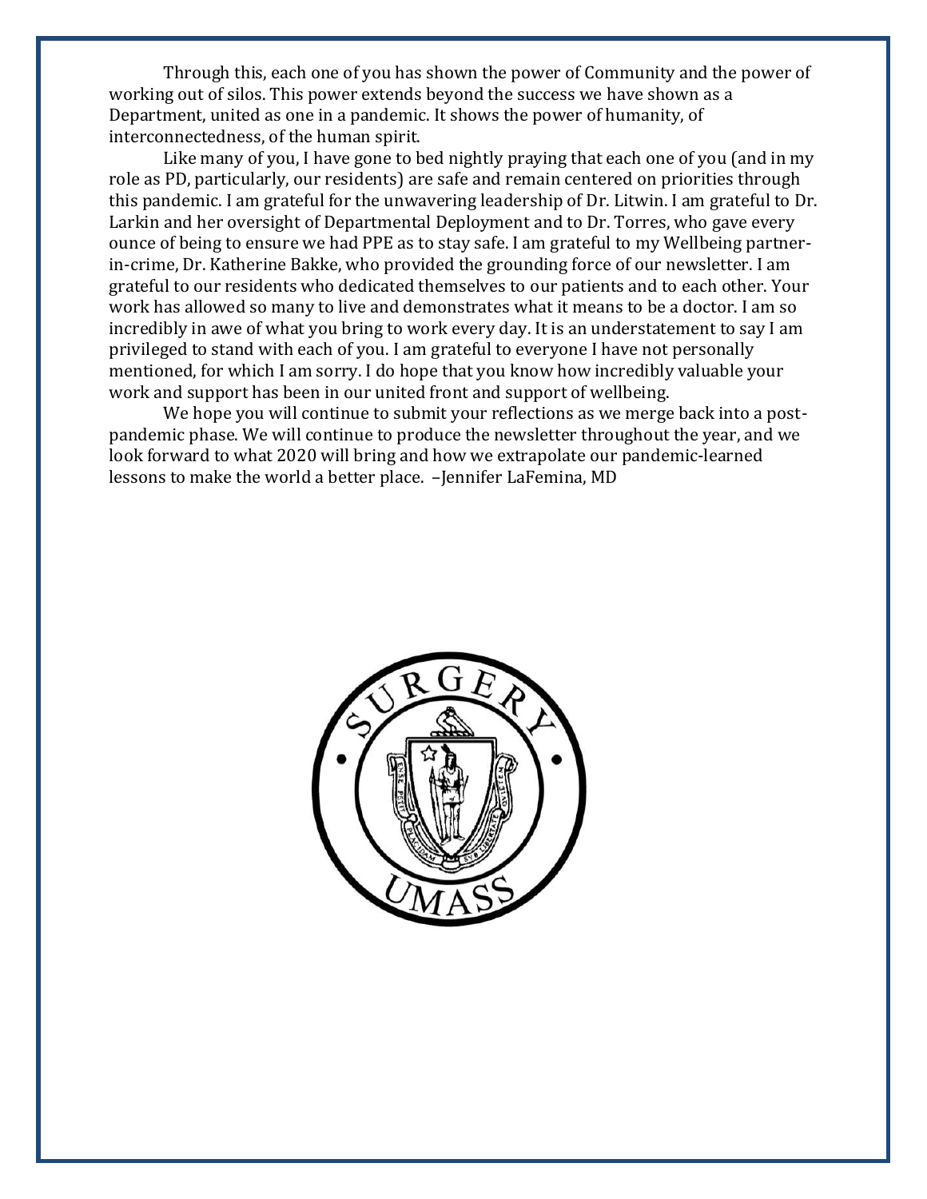Through this, each one of you has shown the power of Community and the power of working out of silos. This power extends beyond the success we have shown as a Department, united as one in a pandemic. It shows the power of humanity, of interconnectedness, of the human spirit.

Like many of you, I have gone to bed nightly praying that each one of you (and in my role as PD, particularly, our residents) are safe and remain centered on priorities through this pandemic. I am grateful for the unwavering leadership of Dr. Litwin. I am grateful to Dr. Larkin and her oversight of Departmental Deployment and to Dr. Torres, who gave every ounce of being to ensure we had PPE as to stay safe. I am grateful to my Wellbeing partner-in-crime, Dr. Katherine Bakke, who provided the grounding force of our newsletter. I am grateful to our residents who dedicated themselves to our patients and to each other. Your work has allowed so many to live and demonstrates what it means to be a doctor. I am so incredibly in awe of what you bring to work every day. It is an understatement to say I am privileged to stand with each of you. I am grateful to everyone I have not personally mentioned, for which I am sorry. I do hope that you know how incredibly valuable your work and support has been in our united front and support of wellbeing.

We hope you will continue to submit your reflections as we merge back into a post-pandemic phase. We will continue to produce the newsletter throughout the year, and we look forward to what 2020 will bring and how we extrapolate our pandemic-learned lessons to make the world a better place. –Jennifer LaFemina, MD